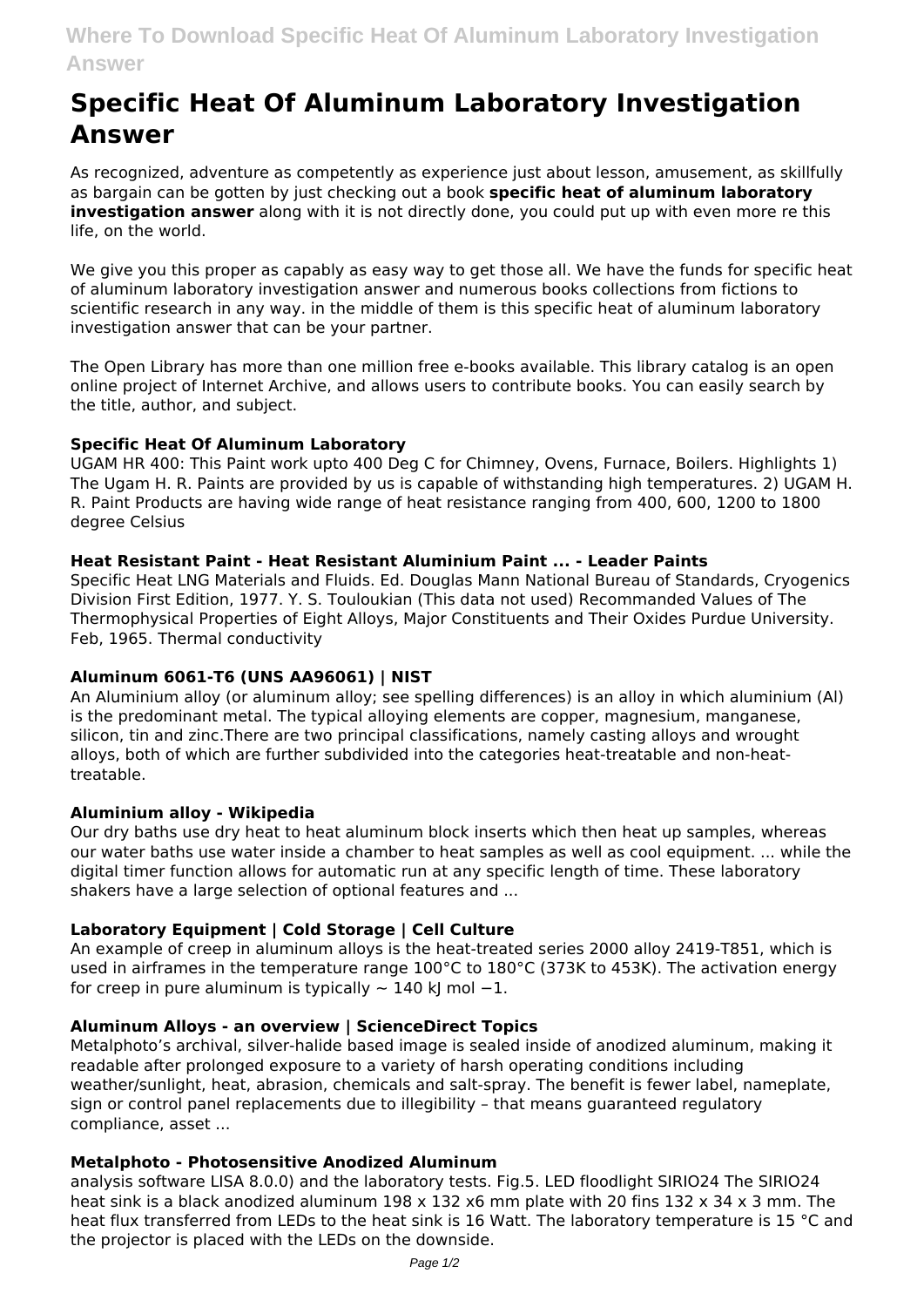# Specific Heat Of Aluminum Laboratory Investigation Answer

As recognized, adventure as competently as experience just about lesson, amusement, as skillfully as bargain can be gotten by just checking out a book **specific heat of aluminum laboratory investigation answer** along with it is not directly done, you could put up with even more re this life, on the world.

We give you this proper as capably as easy way to get those all. We have the funds for specific heat of aluminum laboratory investigation answer and numerous books collections from fictions to scientific research in any way. in the middle of them is this specific heat of aluminum laboratory investigation answer that can be your partner.

The Open Library has more than one million free e-books available. This library catalog is an open online project of Internet Archive, and allows users to contribute books. You can easily search by the title, author, and subject.

### Specific Heat Of Aluminum Laboratory

UGAM HR 400: This Paint work upto 400 Deg C for Chimney, Ovens, Furnace, Boilers. Highlights 1) The Ugam H. R. Paints are provided by us is capable of withstanding high temperatures. 2) UGAM H. R. Paint Products are having wide range of heat resistance ranging from 400, 600, 1200 to 1800 degree Celsius

### Heat Resistant Paint - Heat Resistant Aluminium Paint ... - Leader Paints

Specific Heat LNG Materials and Fluids. Ed. Douglas Mann National Bureau of Standards, Cryogenics Division First Edition, 1977. Y. S. Touloukian (This data not used) Recommanded Values of The Thermophysical Properties of Eight Alloys, Major Constituents and Their Oxides Purdue University. Feb, 1965. Thermal conductivity

### Aluminum 6061-T6 (UNS AA96061) | NIST

An Aluminium alloy (or aluminum alloy; see spelling differences) is an alloy in which aluminium (Al) is the predominant metal. The typical alloying elements are copper, magnesium, manganese, silicon, tin and zinc.There are two principal classifications, namely casting alloys and wrought alloys, both of which are further subdivided into the categories heat-treatable and non-heat-treatable.

### Aluminium alloy - Wikipedia

Our dry baths use dry heat to heat aluminum block inserts which then heat up samples, whereas our water baths use water inside a chamber to heat samples as well as cool equipment. ... while the digital timer function allows for automatic run at any specific length of time. These laboratory shakers have a large selection of optional features and ...

### Laboratory Equipment | Cold Storage | Cell Culture

An example of creep in aluminum alloys is the heat-treated series 2000 alloy 2419-T851, which is used in airframes in the temperature range 100°C to 180°C (373K to 453K). The activation energy for creep in pure aluminum is typically $\sim$ 140 kJ mol $-1$.

### Aluminum Alloys - an overview | ScienceDirect Topics

Metalphoto's archival, silver-halide based image is sealed inside of anodized aluminum, making it readable after prolonged exposure to a variety of harsh operating conditions including weather/sunlight, heat, abrasion, chemicals and salt-spray. The benefit is fewer label, nameplate, sign or control panel replacements due to illegibility – that means guaranteed regulatory compliance, asset ...

### Metalphoto - Photosensitive Anodized Aluminum

analysis software LISA 8.0.0) and the laboratory tests. Fig.5. LED floodlight SIRIO24 The SIRIO24 heat sink is a black anodized aluminum 198 x 132 x6 mm plate with 20 fins 132 x 34 x 3 mm. The heat flux transferred from LEDs to the heat sink is 16 Watt. The laboratory temperature is 15 °C and the projector is placed with the LEDs on the downside.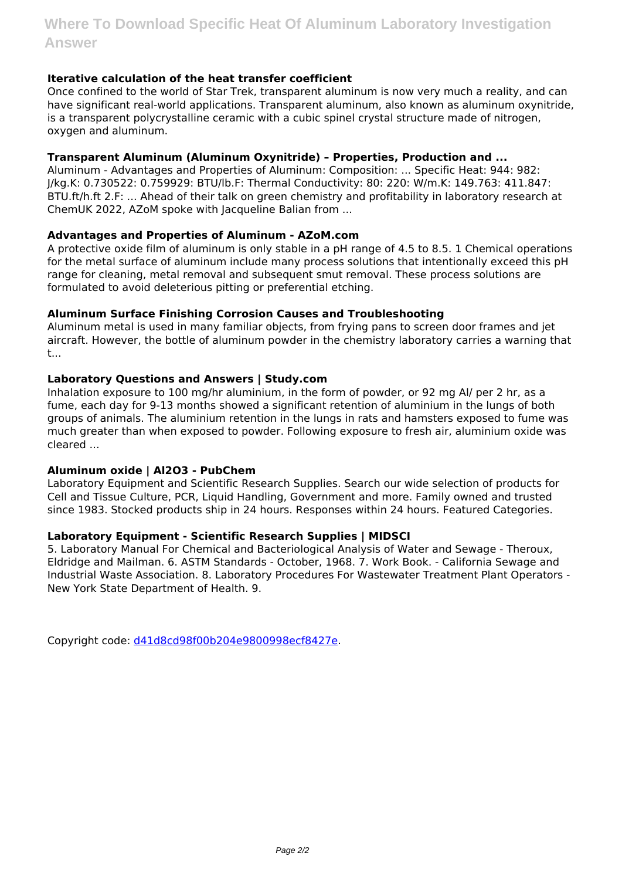### Iterative calculation of the heat transfer coefficient

Once confined to the world of Star Trek, transparent aluminum is now very much a reality, and can have significant real-world applications. Transparent aluminum, also known as aluminum oxynitride, is a transparent polycrystalline ceramic with a cubic spinel crystal structure made of nitrogen, oxygen and aluminum.

### Transparent Aluminum (Aluminum Oxynitride) – Properties, Production and ...

Aluminum - Advantages and Properties of Aluminum: Composition: ... Specific Heat: 944: 982: J/kg.K: 0.730522: 0.759929: BTU/lb.F: Thermal Conductivity: 80: 220: W/m.K: 149.763: 411.847: BTU.ft/h.ft 2.F: ... Ahead of their talk on green chemistry and profitability in laboratory research at ChemUK 2022, AZoM spoke with Jacqueline Balian from ...

### Advantages and Properties of Aluminum - AZoM.com

A protective oxide film of aluminum is only stable in a pH range of 4.5 to 8.5. 1 Chemical operations for the metal surface of aluminum include many process solutions that intentionally exceed this pH range for cleaning, metal removal and subsequent smut removal. These process solutions are formulated to avoid deleterious pitting or preferential etching.

### Aluminum Surface Finishing Corrosion Causes and Troubleshooting

Aluminum metal is used in many familiar objects, from frying pans to screen door frames and jet aircraft. However, the bottle of aluminum powder in the chemistry laboratory carries a warning that t...

### Laboratory Questions and Answers | Study.com

Inhalation exposure to 100 mg/hr aluminium, in the form of powder, or 92 mg Al/ per 2 hr, as a fume, each day for 9-13 months showed a significant retention of aluminium in the lungs of both groups of animals. The aluminium retention in the lungs in rats and hamsters exposed to fume was much greater than when exposed to powder. Following exposure to fresh air, aluminium oxide was cleared ...

### Aluminum oxide | Al2O3 - PubChem

Laboratory Equipment and Scientific Research Supplies. Search our wide selection of products for Cell and Tissue Culture, PCR, Liquid Handling, Government and more. Family owned and trusted since 1983. Stocked products ship in 24 hours. Responses within 24 hours. Featured Categories.

### Laboratory Equipment - Scientific Research Supplies | MIDSCI

5. Laboratory Manual For Chemical and Bacteriological Analysis of Water and Sewage - Theroux, Eldridge and Mailman. 6. ASTM Standards - October, 1968. 7. Work Book. - California Sewage and Industrial Waste Association. 8. Laboratory Procedures For Wastewater Treatment Plant Operators - New York State Department of Health. 9.

Copyright code: d41d8cd98f00b204e9800998ecf8427e.